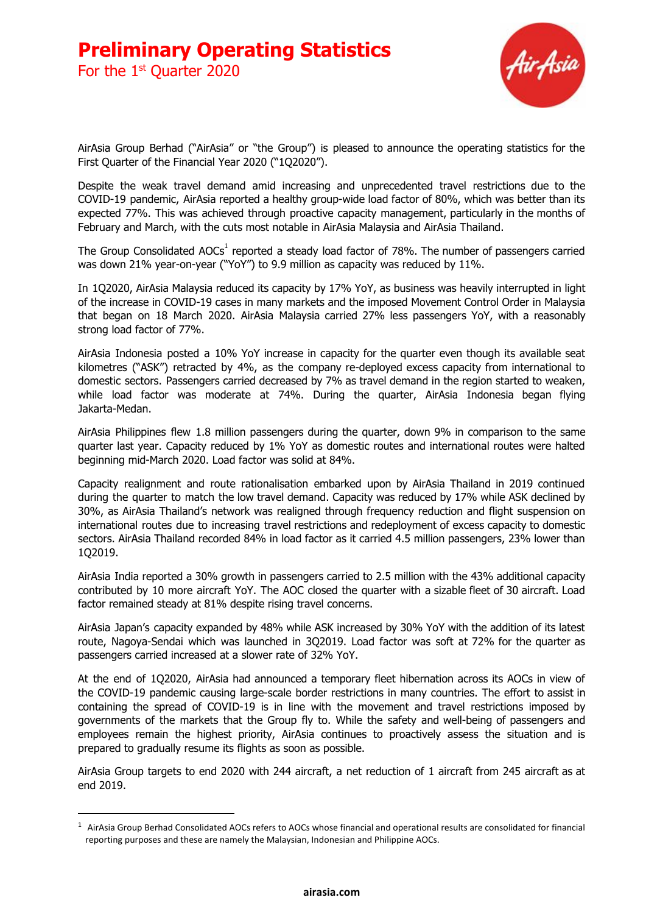# Preliminary Operating Statistics

For the 1st Quarter 2020

AirAsia Group Berhad ("AirAsia" or "the Group") is pleased to announce the operating statistics for the First Quarter of the Financial Year 2020 ("1Q2020").

Despite the weak travel demand amid increasing and unprecedented travel restrictions due to the COVID-19 pandemic, AirAsia reported a healthy group-wide load factor of 80%, which was better than its expected 77%. This was achieved through proactive capacity management, particularly in the months of February and March, with the cuts most notable in AirAsia Malaysia and AirAsia Thailand.

The Group Consolidated AOCs[1] reported a steady load factor of 78%. The number of passengers carried was down 21% year-on-year ("YoY") to 9.9 million as capacity was reduced by 11%.

In 1Q2020, AirAsia Malaysia reduced its capacity by 17% YoY, as business was heavily interrupted in light of the increase in COVID-19 cases in many markets and the imposed Movement Control Order in Malaysia that began on 18 March 2020. AirAsia Malaysia carried 27% less passengers YoY, with a reasonably strong load factor of 77%.

AirAsia Indonesia posted a 10% YoY increase in capacity for the quarter even though its available seat kilometres ("ASK") retracted by 4%, as the company re-deployed excess capacity from international to domestic sectors. Passengers carried decreased by 7% as travel demand in the region started to weaken, while load factor was moderate at 74%. During the quarter, AirAsia Indonesia began flying Jakarta-Medan.

AirAsia Philippines flew 1.8 million passengers during the quarter, down 9% in comparison to the same quarter last year. Capacity reduced by 1% YoY as domestic routes and international routes were halted beginning mid-March 2020. Load factor was solid at 84%.

Capacity realignment and route rationalisation embarked upon by AirAsia Thailand in 2019 continued during the quarter to match the low travel demand. Capacity was reduced by 17% while ASK declined by 30%, as AirAsia Thailand's network was realigned through frequency reduction and flight suspension on international routes due to increasing travel restrictions and redeployment of excess capacity to domestic sectors. AirAsia Thailand recorded 84% in load factor as it carried 4.5 million passengers, 23% lower than 1Q2019.

AirAsia India reported a 30% growth in passengers carried to 2.5 million with the 43% additional capacity contributed by 10 more aircraft YoY. The AOC closed the quarter with a sizable fleet of 30 aircraft. Load factor remained steady at 81% despite rising travel concerns.

AirAsia Japan's capacity expanded by 48% while ASK increased by 30% YoY with the addition of its latest route, Nagoya-Sendai which was launched in 3Q2019. Load factor was soft at 72% for the quarter as passengers carried increased at a slower rate of 32% YoY.

At the end of 1Q2020, AirAsia had announced a temporary fleet hibernation across its AOCs in view of the COVID-19 pandemic causing large-scale border restrictions in many countries. The effort to assist in containing the spread of COVID-19 is in line with the movement and travel restrictions imposed by governments of the markets that the Group fly to. While the safety and well-being of passengers and employees remain the highest priority, AirAsia continues to proactively assess the situation and is prepared to gradually resume its flights as soon as possible.

AirAsia Group targets to end 2020 with 244 aircraft, a net reduction of 1 aircraft from 245 aircraft as at end 2019.

[1] AirAsia Group Berhad Consolidated AOCs refers to AOCs whose financial and operational results are consolidated for financial reporting purposes and these are namely the Malaysian, Indonesian and Philippine AOCs.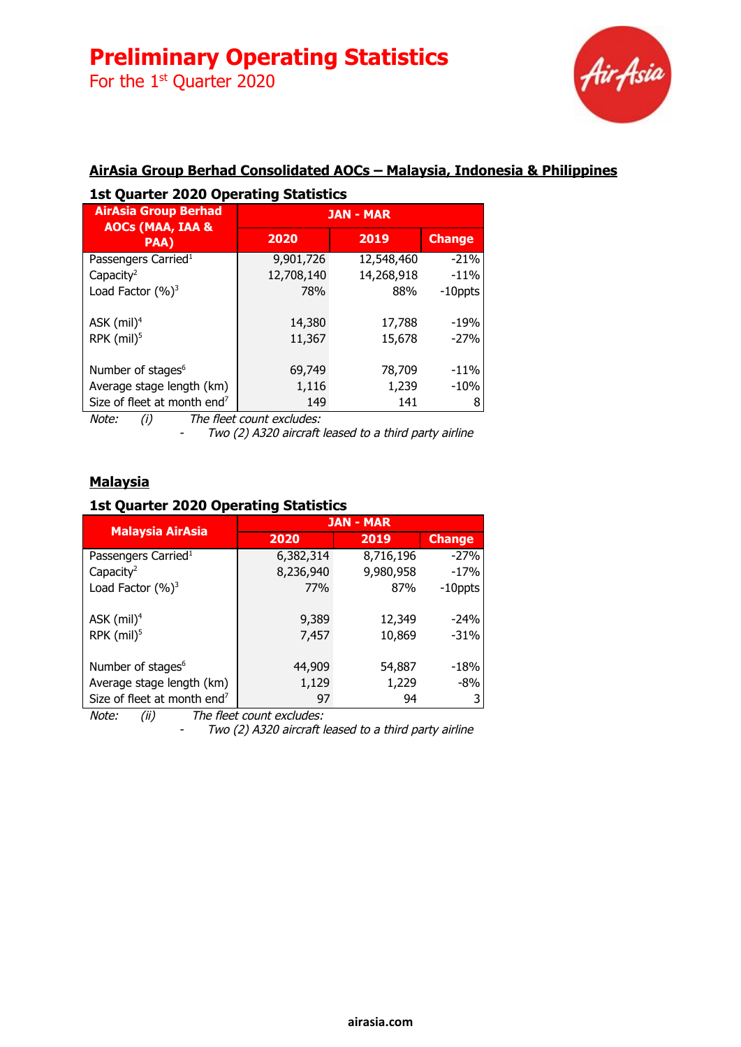# Preliminary Operating Statistics

For the 1st Quarter 2020

## AirAsia Group Berhad Consolidated AOCs – Malaysia, Indonesia & Philippines

### 1st Quarter 2020 Operating Statistics

| AirAsia Group Berhad AOCs (MAA, IAA & PAA) | JAN - MAR | | |
|---|---|---|---|
| | 2020 | 2019 | Change |
| Passengers Carried[1] | 9,901,726 | 12,548,460 | -21% |
| Capacity[2] | 12,708,140 | 14,268,918 | -11% |
| Load Factor (%)[3] | 78% | 88% | -10ppts |
| | | | |
| ASK (mil)[4] | 14,380 | 17,788 | -19% |
| RPK (mil)[5] | 11,367 | 15,678 | -27% |
| | | | |
| Number of stages[6] | 69,749 | 78,709 | -11% |
| Average stage length (km) | 1,116 | 1,239 | -10% |
| Size of fleet at month end[7] | 149 | 141 | 8 |

*Note: (i) The fleet count excludes:*
- *Two (2) A320 aircraft leased to a third party airline*

## Malaysia

### 1st Quarter 2020 Operating Statistics

| Malaysia AirAsia | JAN - MAR | | |
|---|---|---|---|
| | 2020 | 2019 | Change |
| Passengers Carried[1] | 6,382,314 | 8,716,196 | -27% |
| Capacity[2] | 8,236,940 | 9,980,958 | -17% |
| Load Factor (%)[3] | 77% | 87% | -10ppts |
| | | | |
| ASK (mil)[4] | 9,389 | 12,349 | -24% |
| RPK (mil)[5] | 7,457 | 10,869 | -31% |
| | | | |
| Number of stages[6] | 44,909 | 54,887 | -18% |
| Average stage length (km) | 1,129 | 1,229 | -8% |
| Size of fleet at month end[7] | 97 | 94 | 3 |

*Note: (ii) The fleet count excludes:*
- *Two (2) A320 aircraft leased to a third party airline*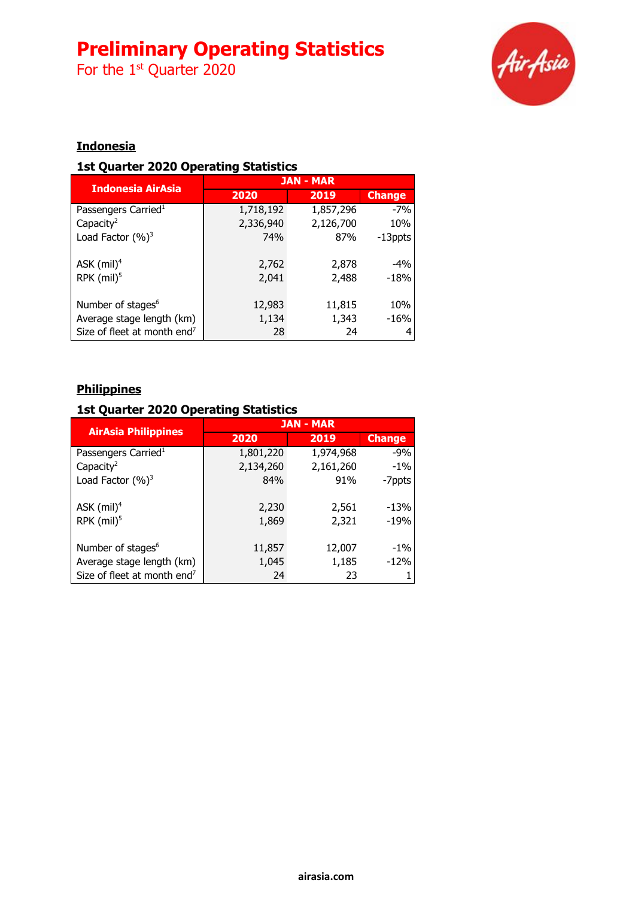# Preliminary Operating Statistics

For the 1st Quarter 2020

## Indonesia

### 1st Quarter 2020 Operating Statistics

| Indonesia AirAsia | JAN - MAR | | |
|---|---|---|---|
| | 2020 | 2019 | Change |
| Passengers Carried[1] | 1,718,192 | 1,857,296 | -7% |
| Capacity[2] | 2,336,940 | 2,126,700 | 10% |
| Load Factor (%)[3] | 74% | 87% | -13ppts |
| ASK (mil)[4] | 2,762 | 2,878 | -4% |
| RPK (mil)[5] | 2,041 | 2,488 | -18% |
| Number of stages[6] | 12,983 | 11,815 | 10% |
| Average stage length (km) | 1,134 | 1,343 | -16% |
| Size of fleet at month end[7] | 28 | 24 | 4 |

## Philippines

### 1st Quarter 2020 Operating Statistics

| AirAsia Philippines | JAN - MAR | | |
|---|---|---|---|
| | 2020 | 2019 | Change |
| Passengers Carried[1] | 1,801,220 | 1,974,968 | -9% |
| Capacity[2] | 2,134,260 | 2,161,260 | -1% |
| Load Factor (%)[3] | 84% | 91% | -7ppts |
| ASK (mil)[4] | 2,230 | 2,561 | -13% |
| RPK (mil)[5] | 1,869 | 2,321 | -19% |
| Number of stages[6] | 11,857 | 12,007 | -1% |
| Average stage length (km) | 1,045 | 1,185 | -12% |
| Size of fleet at month end[7] | 24 | 23 | 1 |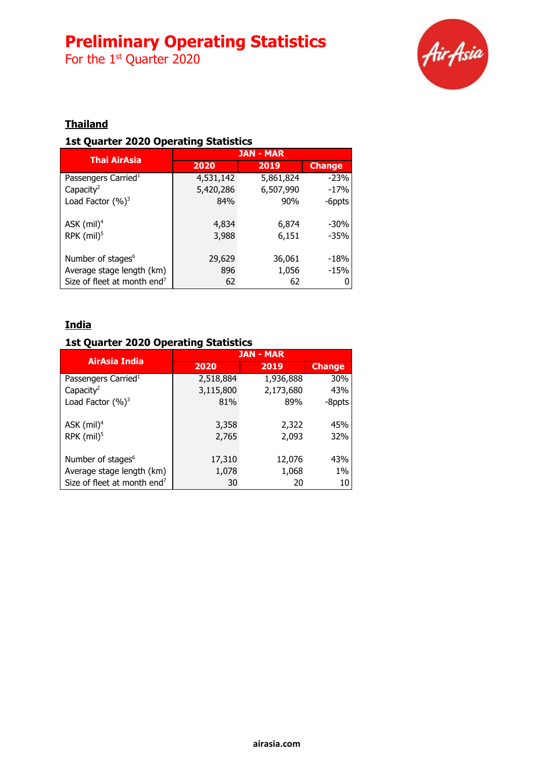# Preliminary Operating Statistics

For the 1st Quarter 2020

## Thailand

### 1st Quarter 2020 Operating Statistics

| Thai AirAsia | JAN - MAR | | |
|---|---|---|---|
| | 2020 | 2019 | Change |
| Passengers Carried[1] | 4,531,142 | 5,861,824 | -23% |
| Capacity[2] | 5,420,286 | 6,507,990 | -17% |
| Load Factor (%)[3] | 84% | 90% | -6ppts |
| | | | |
| ASK (mil)[4] | 4,834 | 6,874 | -30% |
| RPK (mil)[5] | 3,988 | 6,151 | -35% |
| | | | |
| Number of stages[6] | 29,629 | 36,061 | -18% |
| Average stage length (km) | 896 | 1,056 | -15% |
| Size of fleet at month end[7] | 62 | 62 | 0 |

## India

### 1st Quarter 2020 Operating Statistics

| AirAsia India | JAN - MAR | | |
|---|---|---|---|
| | 2020 | 2019 | Change |
| Passengers Carried[1] | 2,518,884 | 1,936,888 | 30% |
| Capacity[2] | 3,115,800 | 2,173,680 | 43% |
| Load Factor (%)[3] | 81% | 89% | -8ppts |
| | | | |
| ASK (mil)[4] | 3,358 | 2,322 | 45% |
| RPK (mil)[5] | 2,765 | 2,093 | 32% |
| | | | |
| Number of stages[6] | 17,310 | 12,076 | 43% |
| Average stage length (km) | 1,078 | 1,068 | 1% |
| Size of fleet at month end[7] | 30 | 20 | 10 |

airasia.com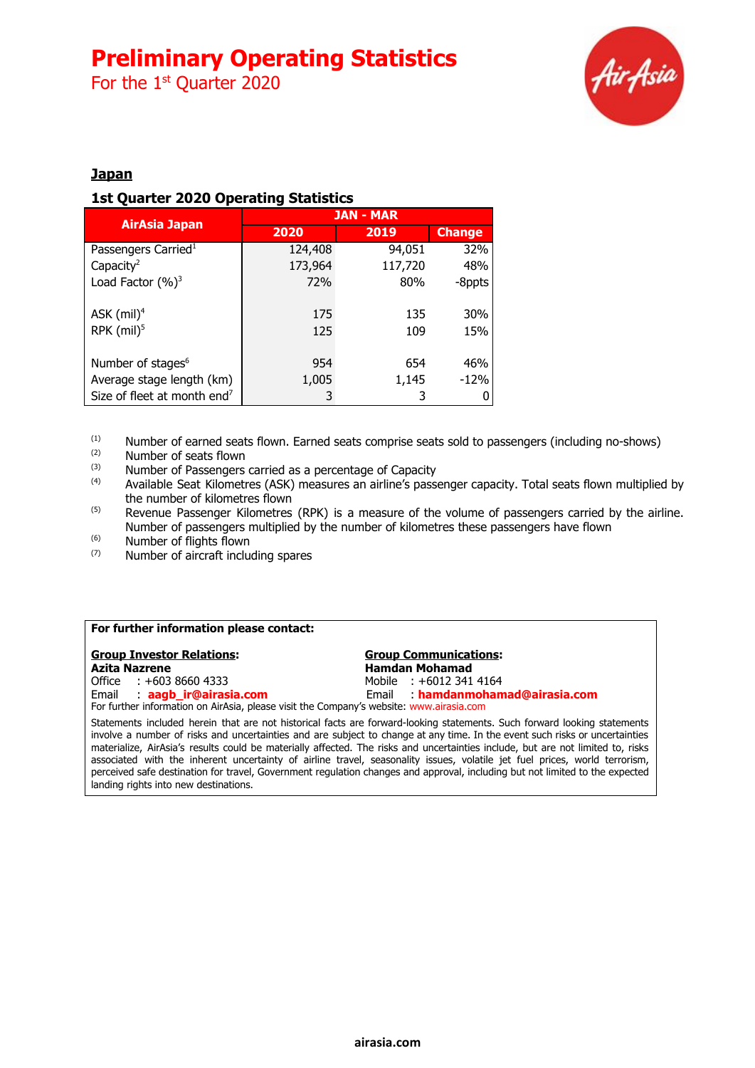# Preliminary Operating Statistics

For the 1st Quarter 2020

## Japan

### 1st Quarter 2020 Operating Statistics

| AirAsia Japan | JAN - MAR | | |
|---|---|---|---|
| | 2020 | 2019 | Change |
| Passengers Carried[1] | 124,408 | 94,051 | 32% |
| Capacity[2] | 173,964 | 117,720 | 48% |
| Load Factor (%)[3] | 72% | 80% | -8ppts |
| | | | |
| ASK (mil)[4] | 175 | 135 | 30% |
| RPK (mil)[5] | 125 | 109 | 15% |
| | | | |
| Number of stages[6] | 954 | 654 | 46% |
| Average stage length (km) | 1,005 | 1,145 | -12% |
| Size of fleet at month end[7] | 3 | 3 | 0 |

(1) Number of earned seats flown. Earned seats comprise seats sold to passengers (including no-shows)
(2) Number of seats flown
(3) Number of Passengers carried as a percentage of Capacity
(4) Available Seat Kilometres (ASK) measures an airline's passenger capacity. Total seats flown multiplied by the number of kilometres flown
(5) Revenue Passenger Kilometres (RPK) is a measure of the volume of passengers carried by the airline. Number of passengers multiplied by the number of kilometres these passengers have flown
(6) Number of flights flown
(7) Number of aircraft including spares

**For further information please contact:**

**Group Investor Relations:**
**Azita Nazrene**
Office : +603 8660 4333
Email : **aagb_ir@airasia.com**

**Group Communications:**
**Hamdan Mohamad**
Mobile : +6012 341 4164
Email : **hamdanmohamad@airasia.com**

For further information on AirAsia, please visit the Company's website: www.airasia.com

Statements included herein that are not historical facts are forward-looking statements. Such forward looking statements involve a number of risks and uncertainties and are subject to change at any time. In the event such risks or uncertainties materialize, AirAsia's results could be materially affected. The risks and uncertainties include, but are not limited to, risks associated with the inherent uncertainty of airline travel, seasonality issues, volatile jet fuel prices, world terrorism, perceived safe destination for travel, Government regulation changes and approval, including but not limited to the expected landing rights into new destinations.

airasia.com